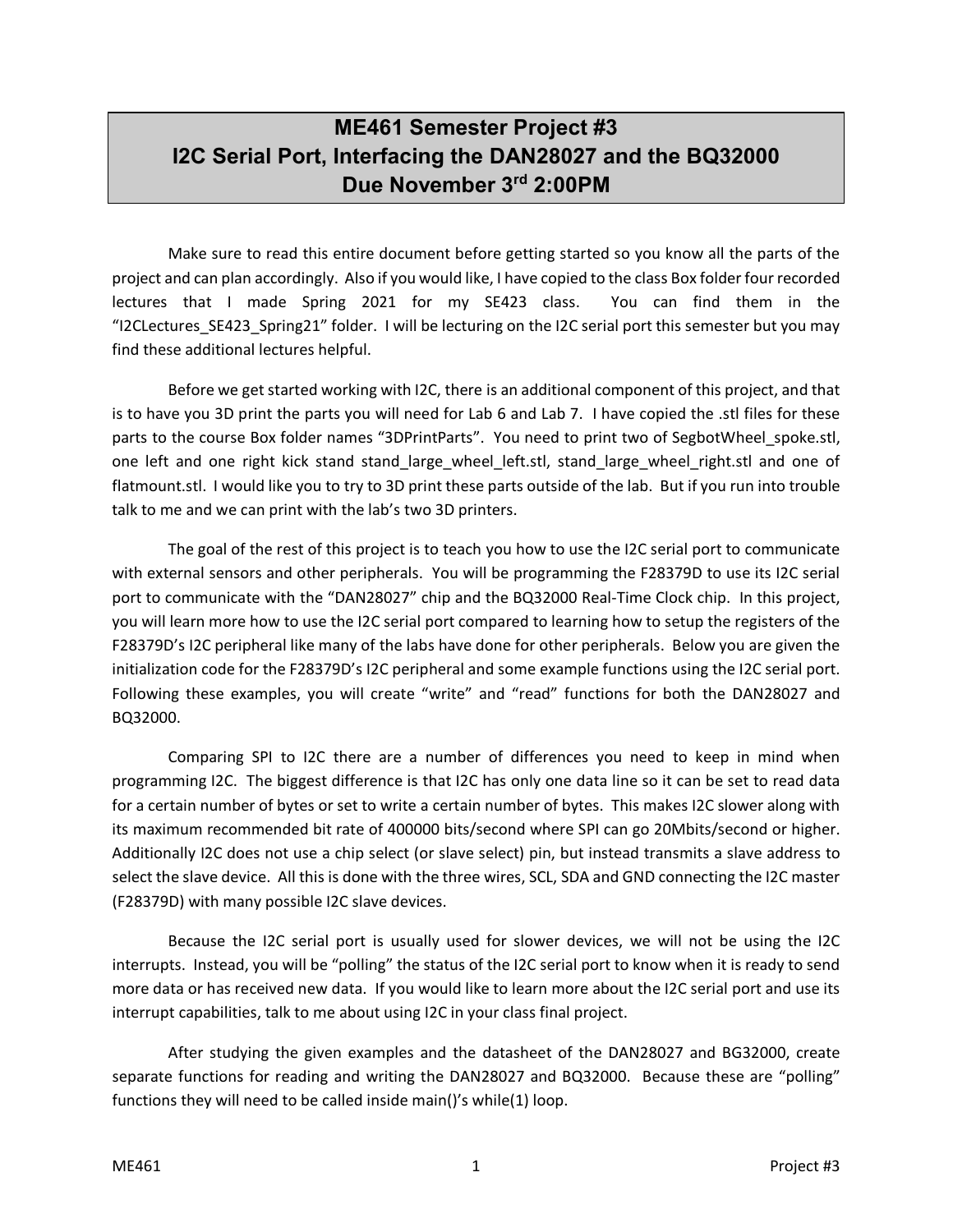# ME461 Semester Project #3
# I2C Serial Port, Interfacing the DAN28027 and the BQ32000
# Due November 3rd 2:00PM

Make sure to read this entire document before getting started so you know all the parts of the project and can plan accordingly. Also if you would like, I have copied to the class Box folder four recorded lectures that I made Spring 2021 for my SE423 class. You can find them in the "I2CLectures_SE423_Spring21" folder. I will be lecturing on the I2C serial port this semester but you may find these additional lectures helpful.

Before we get started working with I2C, there is an additional component of this project, and that is to have you 3D print the parts you will need for Lab 6 and Lab 7. I have copied the .stl files for these parts to the course Box folder names "3DPrintParts". You need to print two of SegbotWheel_spoke.stl, one left and one right kick stand stand_large_wheel_left.stl, stand_large_wheel_right.stl and one of flatmount.stl. I would like you to try to 3D print these parts outside of the lab. But if you run into trouble talk to me and we can print with the lab's two 3D printers.

The goal of the rest of this project is to teach you how to use the I2C serial port to communicate with external sensors and other peripherals. You will be programming the F28379D to use its I2C serial port to communicate with the "DAN28027" chip and the BQ32000 Real-Time Clock chip. In this project, you will learn more how to use the I2C serial port compared to learning how to setup the registers of the F28379D's I2C peripheral like many of the labs have done for other peripherals. Below you are given the initialization code for the F28379D's I2C peripheral and some example functions using the I2C serial port. Following these examples, you will create "write" and "read" functions for both the DAN28027 and BQ32000.

Comparing SPI to I2C there are a number of differences you need to keep in mind when programming I2C. The biggest difference is that I2C has only one data line so it can be set to read data for a certain number of bytes or set to write a certain number of bytes. This makes I2C slower along with its maximum recommended bit rate of 400000 bits/second where SPI can go 20Mbits/second or higher. Additionally I2C does not use a chip select (or slave select) pin, but instead transmits a slave address to select the slave device. All this is done with the three wires, SCL, SDA and GND connecting the I2C master (F28379D) with many possible I2C slave devices.

Because the I2C serial port is usually used for slower devices, we will not be using the I2C interrupts. Instead, you will be "polling" the status of the I2C serial port to know when it is ready to send more data or has received new data. If you would like to learn more about the I2C serial port and use its interrupt capabilities, talk to me about using I2C in your class final project.

After studying the given examples and the datasheet of the DAN28027 and BG32000, create separate functions for reading and writing the DAN28027 and BQ32000. Because these are "polling" functions they will need to be called inside main()'s while(1) loop.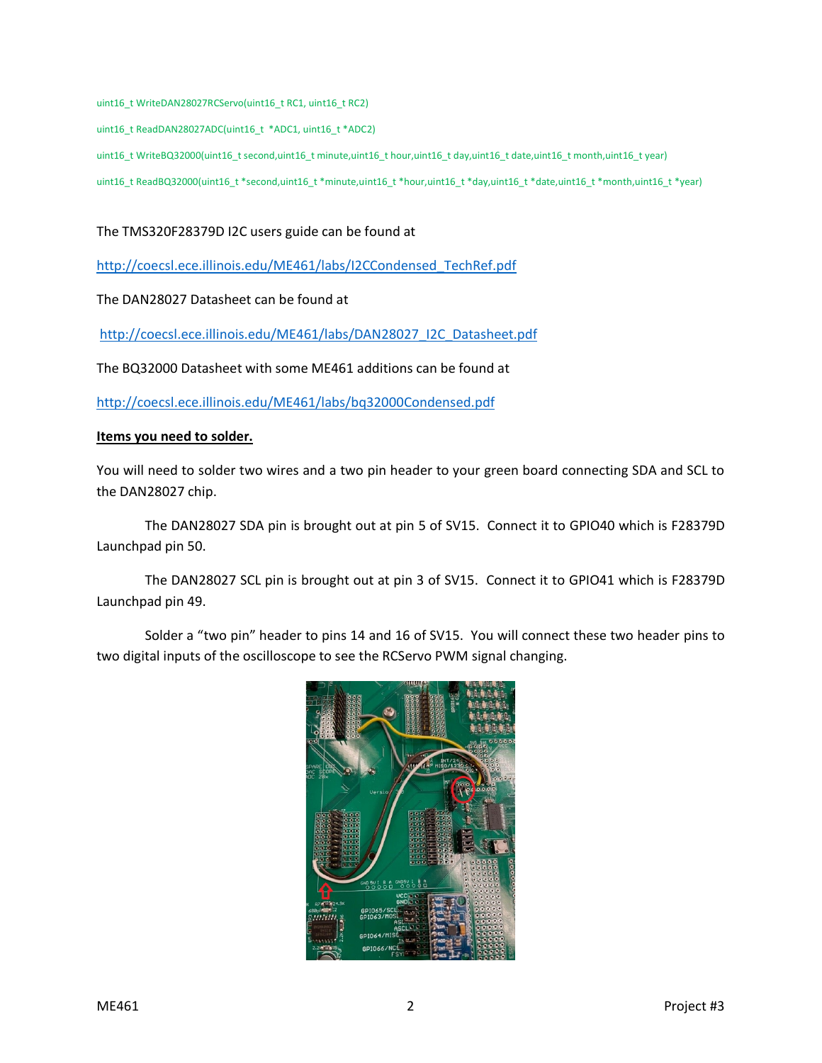```
uint16_t WriteDAN28027RCServo(uint16_t RC1, uint16_t RC2)

uint16_t ReadDAN28027ADC(uint16_t  *ADC1, uint16_t *ADC2)

uint16_t WriteBQ32000(uint16_t second,uint16_t minute,uint16_t hour,uint16_t day,uint16_t date,uint16_t month,uint16_t year)

uint16_t ReadBQ32000(uint16_t *second,uint16_t *minute,uint16_t *hour,uint16_t *day,uint16_t *date,uint16_t *month,uint16_t *year)
```

The TMS320F28379D I2C users guide can be found at

http://coecsl.ece.illinois.edu/ME461/labs/I2CCondensed_TechRef.pdf

The DAN28027 Datasheet can be found at

http://coecsl.ece.illinois.edu/ME461/labs/DAN28027_I2C_Datasheet.pdf

The BQ32000 Datasheet with some ME461 additions can be found at

http://coecsl.ece.illinois.edu/ME461/labs/bq32000Condensed.pdf

**Items you need to solder.**

You will need to solder two wires and a two pin header to your green board connecting SDA and SCL to the DAN28027 chip.

The DAN28027 SDA pin is brought out at pin 5 of SV15. Connect it to GPIO40 which is F28379D Launchpad pin 50.

The DAN28027 SCL pin is brought out at pin 3 of SV15. Connect it to GPIO41 which is F28379D Launchpad pin 49.

Solder a "two pin" header to pins 14 and 16 of SV15. You will connect these two header pins to two digital inputs of the oscilloscope to see the RCServo PWM signal changing.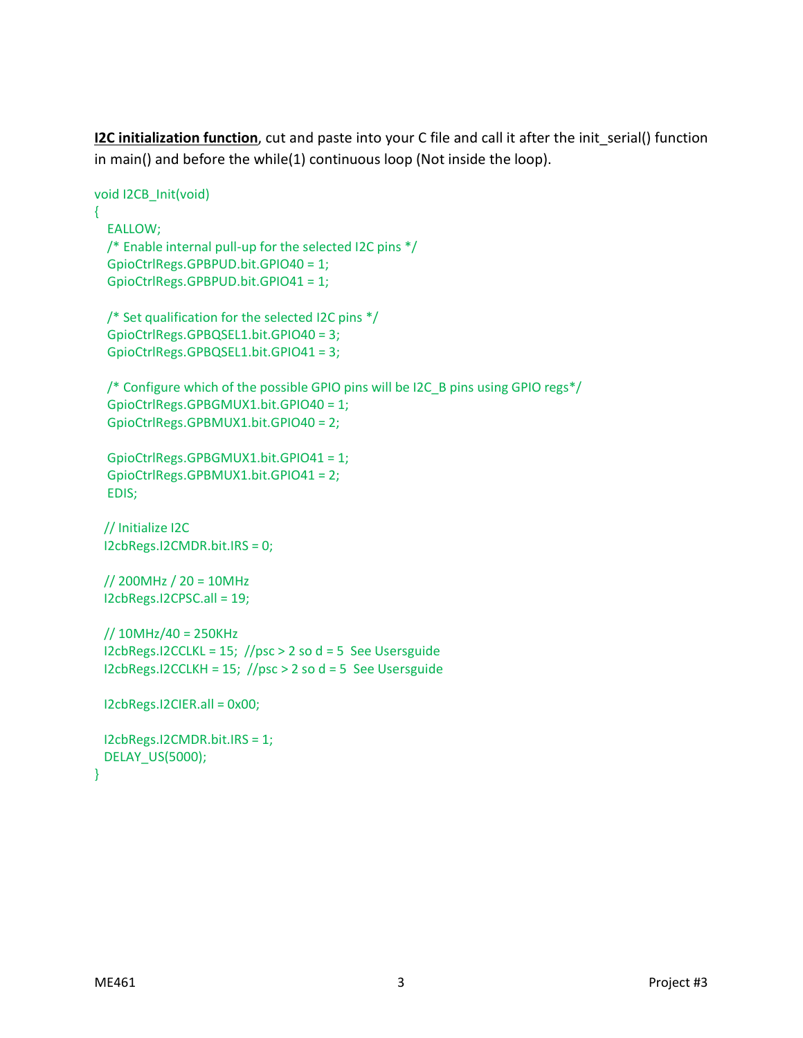**<u>I2C initialization function</u>**, cut and paste into your C file and call it after the init_serial() function in main() and before the while(1) continuous loop (Not inside the loop).

```
void I2CB_Init(void)
{
   EALLOW;
   /* Enable internal pull-up for the selected I2C pins */
   GpioCtrlRegs.GPBPUD.bit.GPIO40 = 1;
   GpioCtrlRegs.GPBPUD.bit.GPIO41 = 1;

   /* Set qualification for the selected I2C pins */
   GpioCtrlRegs.GPBQSEL1.bit.GPIO40 = 3;
   GpioCtrlRegs.GPBQSEL1.bit.GPIO41 = 3;

   /* Configure which of the possible GPIO pins will be I2C_B pins using GPIO regs*/
   GpioCtrlRegs.GPBGMUX1.bit.GPIO40 = 1;
   GpioCtrlRegs.GPBMUX1.bit.GPIO40 = 2;

   GpioCtrlRegs.GPBGMUX1.bit.GPIO41 = 1;
   GpioCtrlRegs.GPBMUX1.bit.GPIO41 = 2;
   EDIS;

  // Initialize I2C
  I2cbRegs.I2CMDR.bit.IRS = 0;

  // 200MHz / 20 = 10MHz
  I2cbRegs.I2CPSC.all = 19;

  // 10MHz/40 = 250KHz
  I2cbRegs.I2CCLKL = 15;  //psc > 2 so d = 5  See Usersguide
  I2cbRegs.I2CCLKH = 15;  //psc > 2 so d = 5  See Usersguide

  I2cbRegs.I2CIER.all = 0x00;

  I2cbRegs.I2CMDR.bit.IRS = 1;
  DELAY_US(5000);
}
```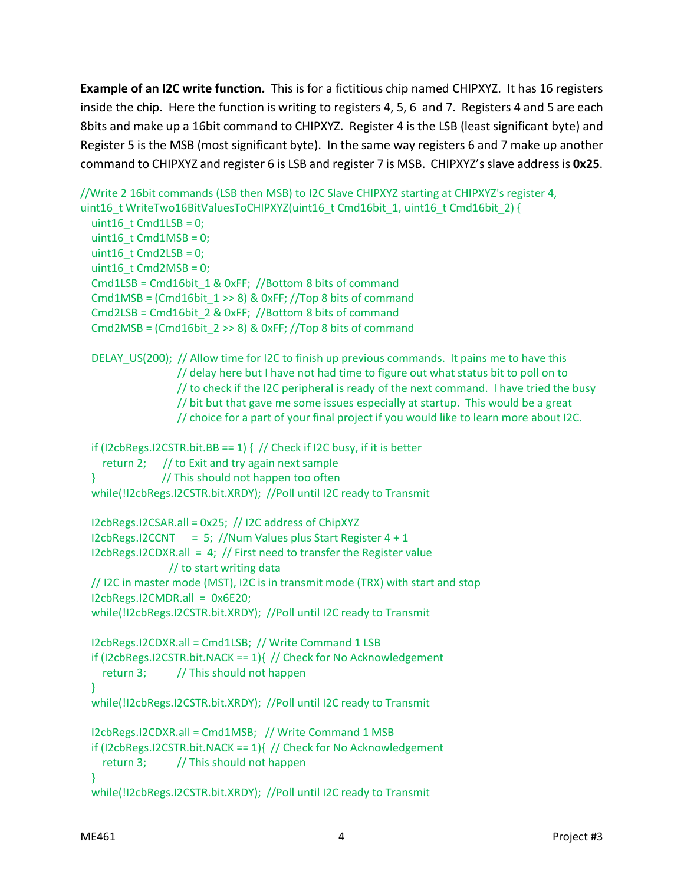**Example of an I2C write function.** This is for a fictitious chip named CHIPXYZ. It has 16 registers inside the chip. Here the function is writing to registers 4, 5, 6 and 7. Registers 4 and 5 are each 8bits and make up a 16bit command to CHIPXYZ. Register 4 is the LSB (least significant byte) and Register 5 is the MSB (most significant byte). In the same way registers 6 and 7 make up another command to CHIPXYZ and register 6 is LSB and register 7 is MSB. CHIPXYZ's slave address is **0x25**.

```
//Write 2 16bit commands (LSB then MSB) to I2C Slave CHIPXYZ starting at CHIPXYZ's register 4,
uint16_t WriteTwo16BitValuesToCHIPXYZ(uint16_t Cmd16bit_1, uint16_t Cmd16bit_2) {
  uint16_t Cmd1LSB = 0;
  uint16_t Cmd1MSB = 0;
  uint16_t Cmd2LSB = 0;
  uint16_t Cmd2MSB = 0;
  Cmd1LSB = Cmd16bit_1 & 0xFF;  //Bottom 8 bits of command
  Cmd1MSB = (Cmd16bit_1 >> 8) & 0xFF; //Top 8 bits of command
  Cmd2LSB = Cmd16bit_2 & 0xFF;  //Bottom 8 bits of command
  Cmd2MSB = (Cmd16bit_2 >> 8) & 0xFF; //Top 8 bits of command

  DELAY_US(200);  // Allow time for I2C to finish up previous commands.  It pains me to have this
                  // delay here but I have not had time to figure out what status bit to poll on to
                  // to check if the I2C peripheral is ready of the next command.  I have tried the busy
                  // bit but that gave me some issues especially at startup.  This would be a great
                  // choice for a part of your final project if you would like to learn more about I2C.

  if (I2CbRegs.I2CSTR.bit.BB == 1) {  // Check if I2C busy, if it is better
     return 2;     // to Exit and try again next sample
  }                // This should not happen too often
  while(!I2CbRegs.I2CSTR.bit.XRDY);  //Poll until I2C ready to Transmit

  I2CbRegs.I2CSAR.all = 0x25;  // I2C address of ChipXYZ
  I2CbRegs.I2CCNT    = 5;  //Num Values plus Start Register 4 + 1
  I2CbRegs.I2CDXR.all  = 4;  // First need to transfer the Register value
                    // to start writing data
  // I2C in master mode (MST), I2C is in transmit mode (TRX) with start and stop
  I2CbRegs.I2CMDR.all  = 0x6E20;
  while(!I2CbRegs.I2CSTR.bit.XRDY);  //Poll until I2C ready to Transmit

  I2CbRegs.I2CDXR.all = Cmd1LSB;  // Write Command 1 LSB
  if (I2CbRegs.I2CSTR.bit.NACK == 1){  // Check for No Acknowledgement
     return 3;       // This should not happen
  }
  while(!I2CbRegs.I2CSTR.bit.XRDY);  //Poll until I2C ready to Transmit

  I2CbRegs.I2CDXR.all = Cmd1MSB;   // Write Command 1 MSB
  if (I2CbRegs.I2CSTR.bit.NACK == 1){  // Check for No Acknowledgement
     return 3;       // This should not happen
  }
  while(!I2CbRegs.I2CSTR.bit.XRDY);  //Poll until I2C ready to Transmit
```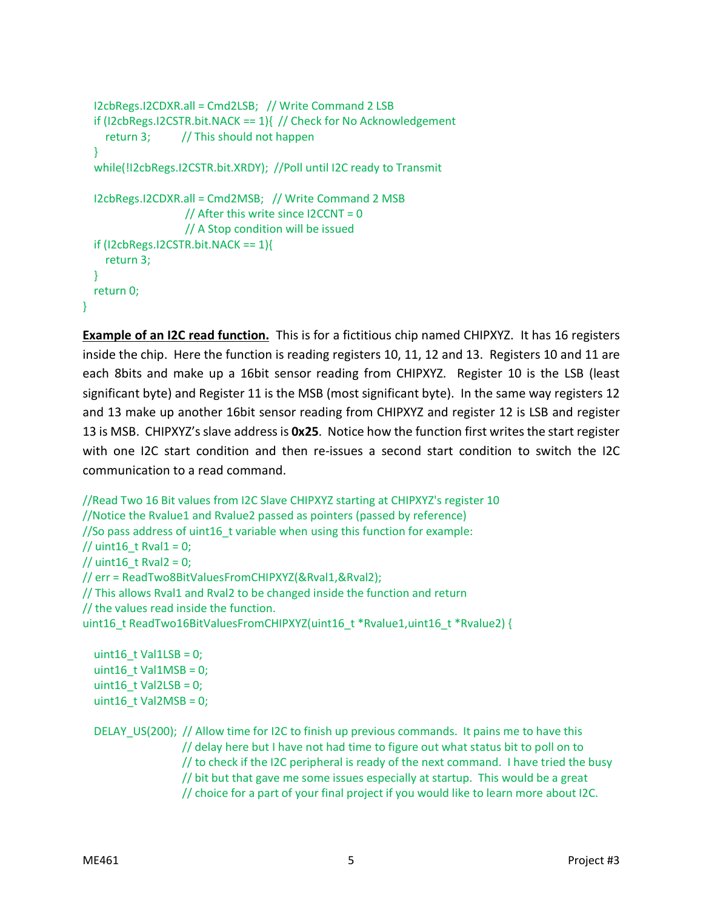```
    I2cbRegs.I2CDXR.all = Cmd2LSB;   // Write Command 2 LSB
    if (I2cbRegs.I2CSTR.bit.NACK == 1){  // Check for No Acknowledgement
        return 3;          // This should not happen
    }
    while(!I2cbRegs.I2CSTR.bit.XRDY);  //Poll until I2C ready to Transmit

    I2cbRegs.I2CDXR.all = Cmd2MSB;   // Write Command 2 MSB
                        // After this write since I2CCNT = 0
                        // A Stop condition will be issued
    if (I2cbRegs.I2CSTR.bit.NACK == 1){
        return 3;
    }
    return 0;
}
```

**Example of an I2C read function.** This is for a fictitious chip named CHIPXYZ. It has 16 registers inside the chip. Here the function is reading registers 10, 11, 12 and 13. Registers 10 and 11 are each 8bits and make up a 16bit sensor reading from CHIPXYZ. Register 10 is the LSB (least significant byte) and Register 11 is the MSB (most significant byte). In the same way registers 12 and 13 make up another 16bit sensor reading from CHIPXYZ and register 12 is LSB and register 13 is MSB. CHIPXYZ's slave address is **0x25**. Notice how the function first writes the start register with one I2C start condition and then re-issues a second start condition to switch the I2C communication to a read command.

```
//Read Two 16 Bit values from I2C Slave CHIPXYZ starting at CHIPXYZ's register 10
//Notice the Rvalue1 and Rvalue2 passed as pointers (passed by reference)
//So pass address of uint16_t variable when using this function for example:
// uint16_t Rval1 = 0;
// uint16_t Rval2 = 0;
// err = ReadTwo8BitValuesFromCHIPXYZ(&Rval1,&Rval2);
// This allows Rval1 and Rval2 to be changed inside the function and return
// the values read inside the function.
uint16_t ReadTwo16BitValuesFromCHIPXYZ(uint16_t *Rvalue1,uint16_t *Rvalue2) {

    uint16_t Val1LSB = 0;
    uint16_t Val1MSB = 0;
    uint16_t Val2LSB = 0;
    uint16_t Val2MSB = 0;

    DELAY_US(200);  // Allow time for I2C to finish up previous commands.  It pains me to have this
                    // delay here but I have not had time to figure out what status bit to poll on to
                    // to check if the I2C peripheral is ready of the next command.  I have tried the busy
                    // bit but that gave me some issues especially at startup.  This would be a great
                    // choice for a part of your final project if you would like to learn more about I2C.
```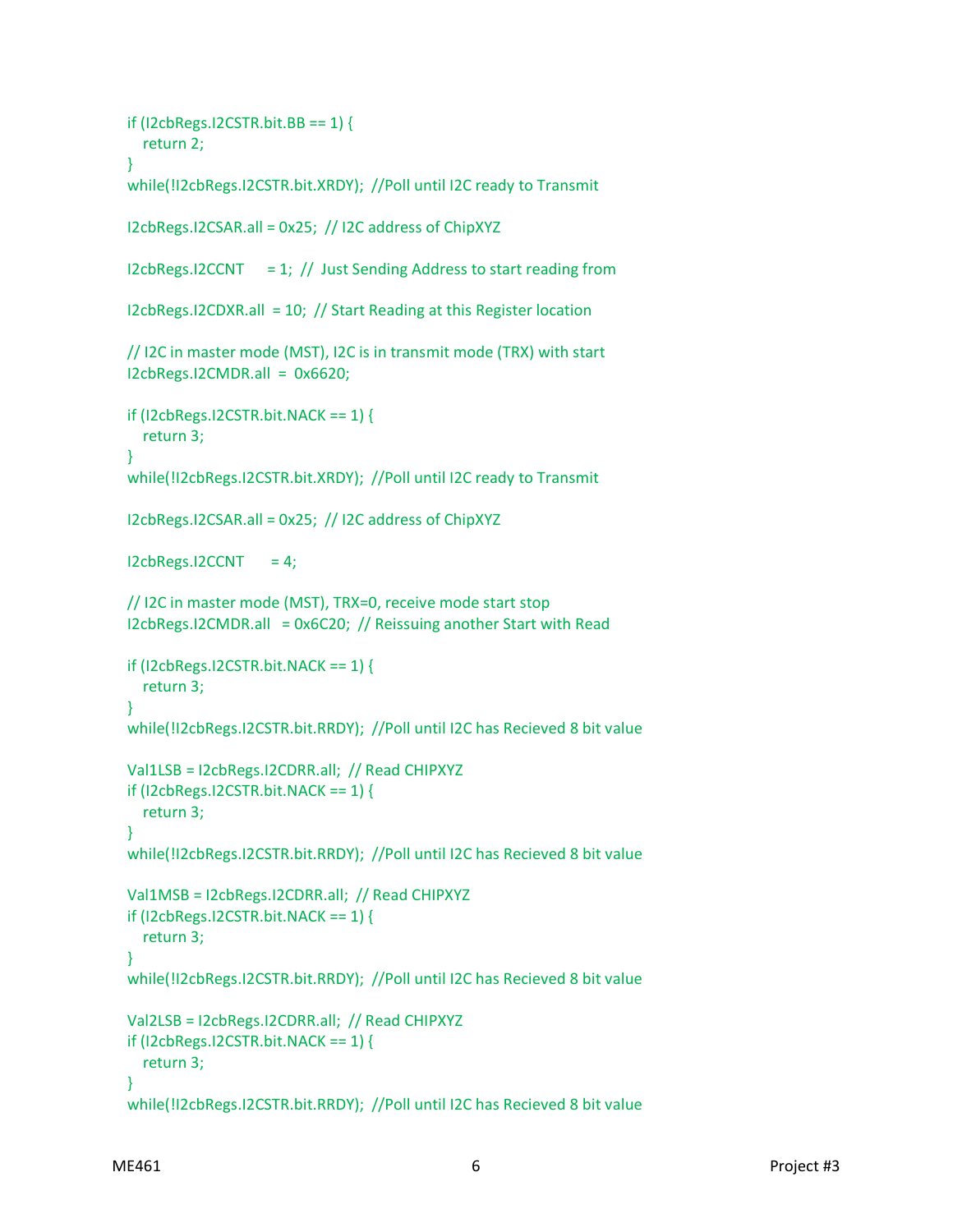```
if (I2cbRegs.I2CSTR.bit.BB == 1) {
   return 2;
}
while(!I2cbRegs.I2CSTR.bit.XRDY);  //Poll until I2C ready to Transmit

I2cbRegs.I2CSAR.all = 0x25;  // I2C address of ChipXYZ

I2cbRegs.I2CCNT     = 1;  //  Just Sending Address to start reading from

I2cbRegs.I2CDXR.all  = 10;  // Start Reading at this Register location

// I2C in master mode (MST), I2C is in transmit mode (TRX) with start
I2cbRegs.I2CMDR.all  =  0x6620;

if (I2cbRegs.I2CSTR.bit.NACK == 1) {
   return 3;
}
while(!I2cbRegs.I2CSTR.bit.XRDY);  //Poll until I2C ready to Transmit

I2cbRegs.I2CSAR.all = 0x25;  // I2C address of ChipXYZ

I2cbRegs.I2CCNT      = 4;

// I2C in master mode (MST), TRX=0, receive mode start stop
I2cbRegs.I2CMDR.all   = 0x6C20;  // Reissuing another Start with Read

if (I2cbRegs.I2CSTR.bit.NACK == 1) {
   return 3;
}
while(!I2cbRegs.I2CSTR.bit.RRDY);  //Poll until I2C has Recieved 8 bit value

Val1LSB = I2cbRegs.I2CDRR.all;  // Read CHIPXYZ
if (I2cbRegs.I2CSTR.bit.NACK == 1) {
   return 3;
}
while(!I2cbRegs.I2CSTR.bit.RRDY);  //Poll until I2C has Recieved 8 bit value

Val1MSB = I2cbRegs.I2CDRR.all;  // Read CHIPXYZ
if (I2cbRegs.I2CSTR.bit.NACK == 1) {
   return 3;
}
while(!I2cbRegs.I2CSTR.bit.RRDY);  //Poll until I2C has Recieved 8 bit value

Val2LSB = I2cbRegs.I2CDRR.all;  // Read CHIPXYZ
if (I2cbRegs.I2CSTR.bit.NACK == 1) {
   return 3;
}
while(!I2cbRegs.I2CSTR.bit.RRDY);  //Poll until I2C has Recieved 8 bit value
```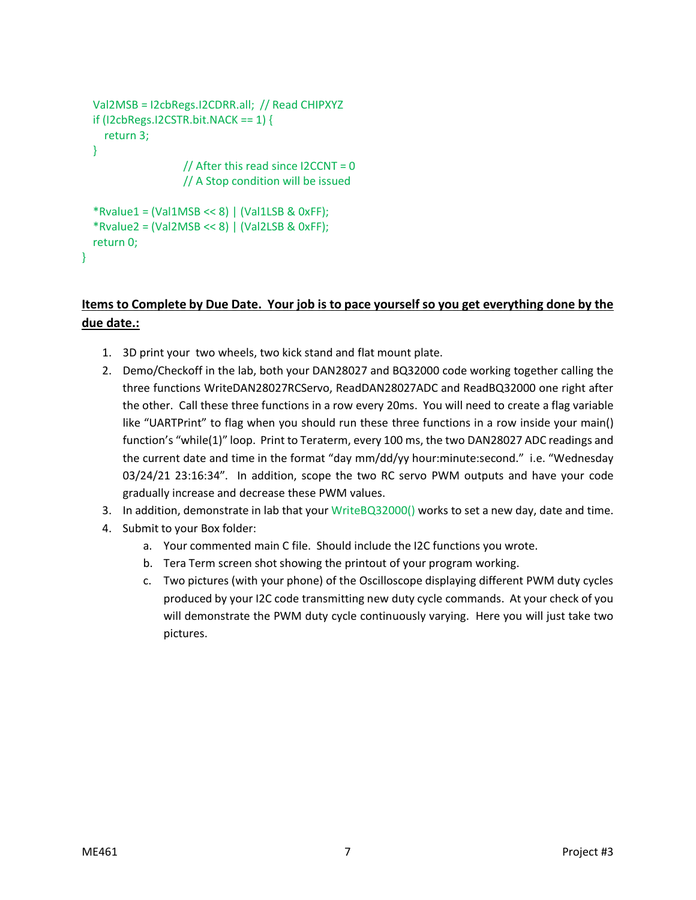```
    Val2MSB = I2cbRegs.I2CDRR.all;  // Read CHIPXYZ
    if (I2cbRegs.I2CSTR.bit.NACK == 1) {
        return 3;
    }
                        // After this read since I2CCNT = 0
                        // A Stop condition will be issued

    *Rvalue1 = (Val1MSB << 8) | (Val1LSB & 0xFF);
    *Rvalue2 = (Val2MSB << 8) | (Val2LSB & 0xFF);
    return 0;
}
```

**<u>Items to Complete by Due Date. Your job is to pace yourself so you get everything done by the due date.:</u>**

1. 3D print your two wheels, two kick stand and flat mount plate.
2. Demo/Checkoff in the lab, both your DAN28027 and BQ32000 code working together calling the three functions WriteDAN28027RCServo, ReadDAN28027ADC and ReadBQ32000 one right after the other. Call these three functions in a row every 20ms. You will need to create a flag variable like "UARTPrint" to flag when you should run these three functions in a row inside your main() function's "while(1)" loop. Print to Teraterm, every 100 ms, the two DAN28027 ADC readings and the current date and time in the format "day mm/dd/yy hour:minute:second." i.e. "Wednesday 03/24/21 23:16:34". In addition, scope the two RC servo PWM outputs and have your code gradually increase and decrease these PWM values.
3. In addition, demonstrate in lab that your WriteBQ32000() works to set a new day, date and time.
4. Submit to your Box folder:
    a. Your commented main C file. Should include the I2C functions you wrote.
    b. Tera Term screen shot showing the printout of your program working.
    c. Two pictures (with your phone) of the Oscilloscope displaying different PWM duty cycles produced by your I2C code transmitting new duty cycle commands. At your check of you will demonstrate the PWM duty cycle continuously varying. Here you will just take two pictures.